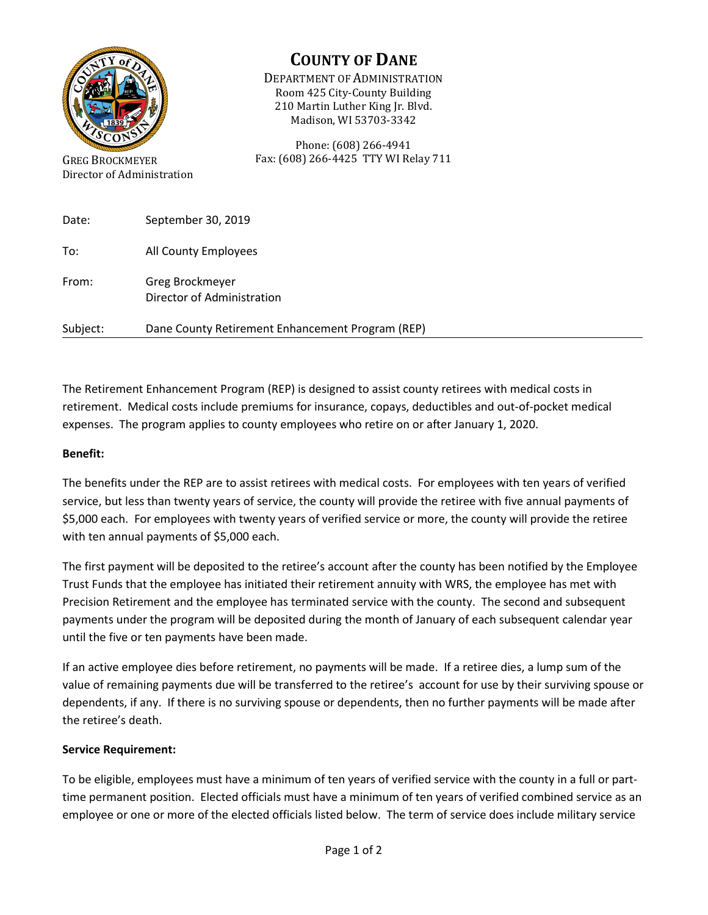# COUNTY OF DANE

DEPARTMENT OF ADMINISTRATION
Room 425 City-County Building
210 Martin Luther King Jr. Blvd.
Madison, WI 53703-3342

Phone: (608) 266-4941
Fax: (608) 266-4425 TTY WI Relay 711

GREG BROCKMEYER
Director of Administration

| | |
|---|---|
| Date: | September 30, 2019 |
| To: | All County Employees |
| From: | Greg Brockmeyer<br>Director of Administration |
| Subject: | Dane County Retirement Enhancement Program (REP) |

The Retirement Enhancement Program (REP) is designed to assist county retirees with medical costs in retirement. Medical costs include premiums for insurance, copays, deductibles and out-of-pocket medical expenses. The program applies to county employees who retire on or after January 1, 2020.

**Benefit:**

The benefits under the REP are to assist retirees with medical costs. For employees with ten years of verified service, but less than twenty years of service, the county will provide the retiree with five annual payments of $5,000 each. For employees with twenty years of verified service or more, the county will provide the retiree with ten annual payments of $5,000 each.

The first payment will be deposited to the retiree's account after the county has been notified by the Employee Trust Funds that the employee has initiated their retirement annuity with WRS, the employee has met with Precision Retirement and the employee has terminated service with the county. The second and subsequent payments under the program will be deposited during the month of January of each subsequent calendar year until the five or ten payments have been made.

If an active employee dies before retirement, no payments will be made. If a retiree dies, a lump sum of the value of remaining payments due will be transferred to the retiree's account for use by their surviving spouse or dependents, if any. If there is no surviving spouse or dependents, then no further payments will be made after the retiree's death.

**Service Requirement:**

To be eligible, employees must have a minimum of ten years of verified service with the county in a full or part-time permanent position. Elected officials must have a minimum of ten years of verified combined service as an employee or one or more of the elected officials listed below. The term of service does include military service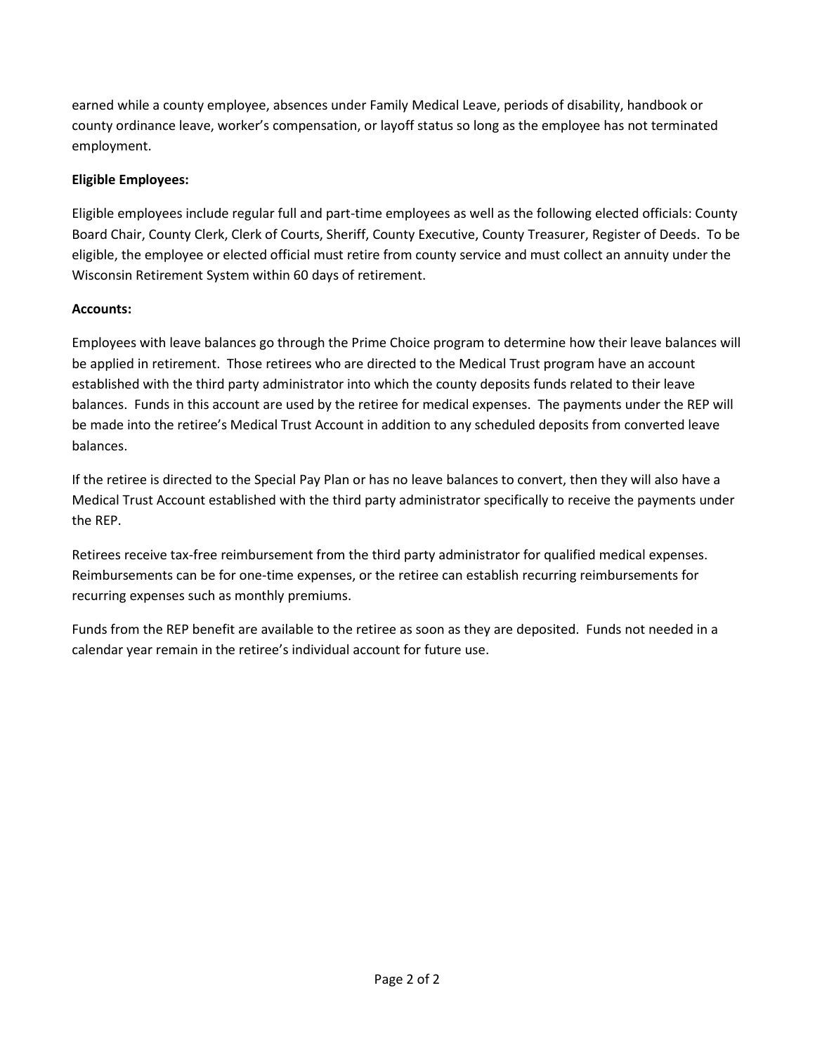earned while a county employee, absences under Family Medical Leave, periods of disability, handbook or county ordinance leave, worker's compensation, or layoff status so long as the employee has not terminated employment.

**Eligible Employees:**

Eligible employees include regular full and part-time employees as well as the following elected officials: County Board Chair, County Clerk, Clerk of Courts, Sheriff, County Executive, County Treasurer, Register of Deeds. To be eligible, the employee or elected official must retire from county service and must collect an annuity under the Wisconsin Retirement System within 60 days of retirement.

**Accounts:**

Employees with leave balances go through the Prime Choice program to determine how their leave balances will be applied in retirement. Those retirees who are directed to the Medical Trust program have an account established with the third party administrator into which the county deposits funds related to their leave balances. Funds in this account are used by the retiree for medical expenses. The payments under the REP will be made into the retiree's Medical Trust Account in addition to any scheduled deposits from converted leave balances.

If the retiree is directed to the Special Pay Plan or has no leave balances to convert, then they will also have a Medical Trust Account established with the third party administrator specifically to receive the payments under the REP.

Retirees receive tax-free reimbursement from the third party administrator for qualified medical expenses. Reimbursements can be for one-time expenses, or the retiree can establish recurring reimbursements for recurring expenses such as monthly premiums.

Funds from the REP benefit are available to the retiree as soon as they are deposited. Funds not needed in a calendar year remain in the retiree's individual account for future use.